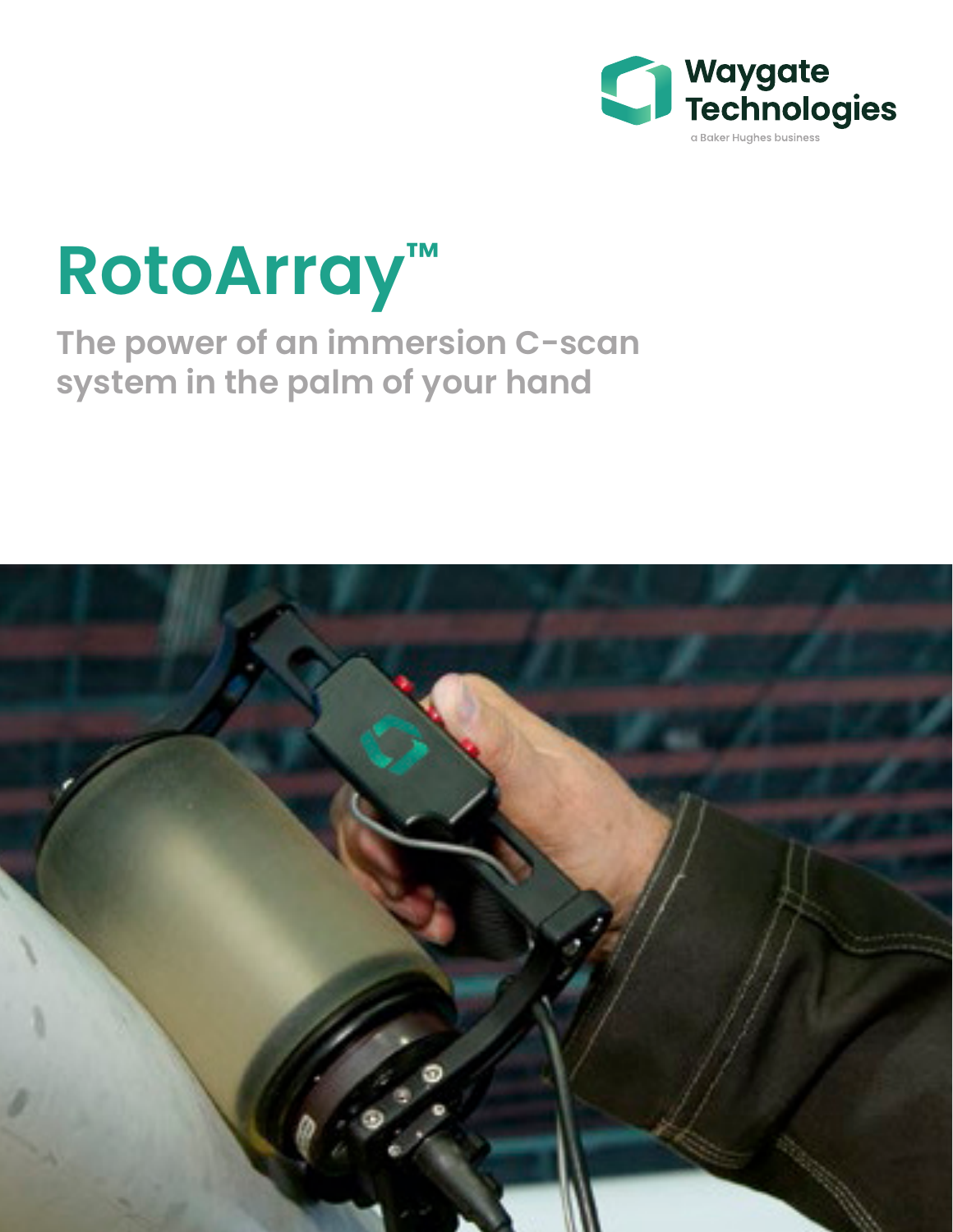Waygate Technologies

a Baker Hughes business

# RotoArray™

## The power of an immersion C-scan system in the palm of your hand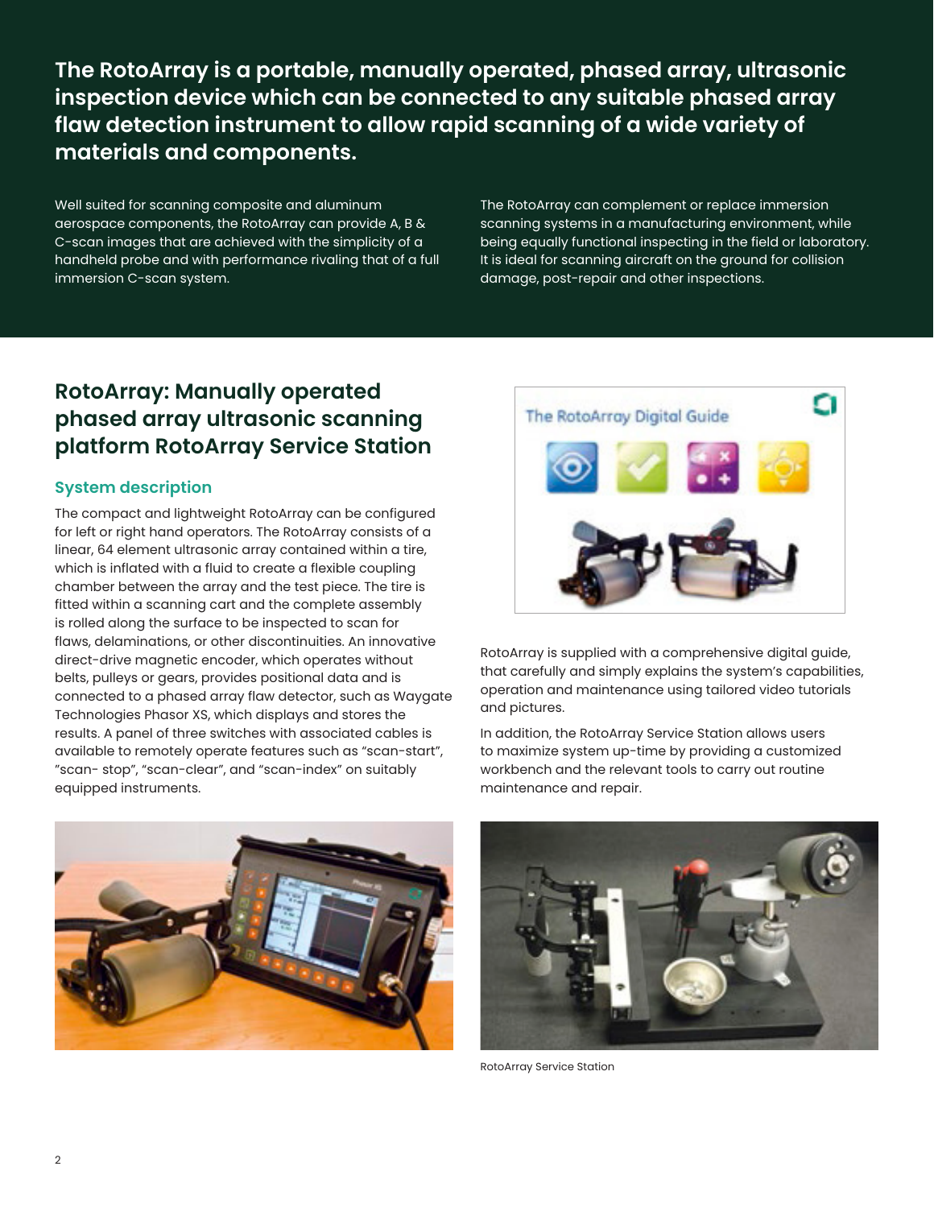**The RotoArray is a portable, manually operated, phased array, ultrasonic inspection device which can be connected to any suitable phased array flaw detection instrument to allow rapid scanning of a wide variety of materials and components.**

Well suited for scanning composite and aluminum aerospace components, the RotoArray can provide A, B & C-scan images that are achieved with the simplicity of a handheld probe and with performance rivaling that of a full immersion C-scan system.

The RotoArray can complement or replace immersion scanning systems in a manufacturing environment, while being equally functional inspecting in the field or laboratory. It is ideal for scanning aircraft on the ground for collision damage, post-repair and other inspections.

## RotoArray: Manually operated phased array ultrasonic scanning platform RotoArray Service Station

### System description

The compact and lightweight RotoArray can be configured for left or right hand operators. The RotoArray consists of a linear, 64 element ultrasonic array contained within a tire, which is inflated with a fluid to create a flexible coupling chamber between the array and the test piece. The tire is fitted within a scanning cart and the complete assembly is rolled along the surface to be inspected to scan for flaws, delaminations, or other discontinuities. An innovative direct-drive magnetic encoder, which operates without belts, pulleys or gears, provides positional data and is connected to a phased array flaw detector, such as Waygate Technologies Phasor XS, which displays and stores the results. A panel of three switches with associated cables is available to remotely operate features such as "scan-start", "scan- stop", "scan-clear", and "scan-index" on suitably equipped instruments.

The RotoArray Digital Guide

RotoArray is supplied with a comprehensive digital guide, that carefully and simply explains the system's capabilities, operation and maintenance using tailored video tutorials and pictures.

In addition, the RotoArray Service Station allows users to maximize system up-time by providing a customized workbench and the relevant tools to carry out routine maintenance and repair.

RotoArray Service Station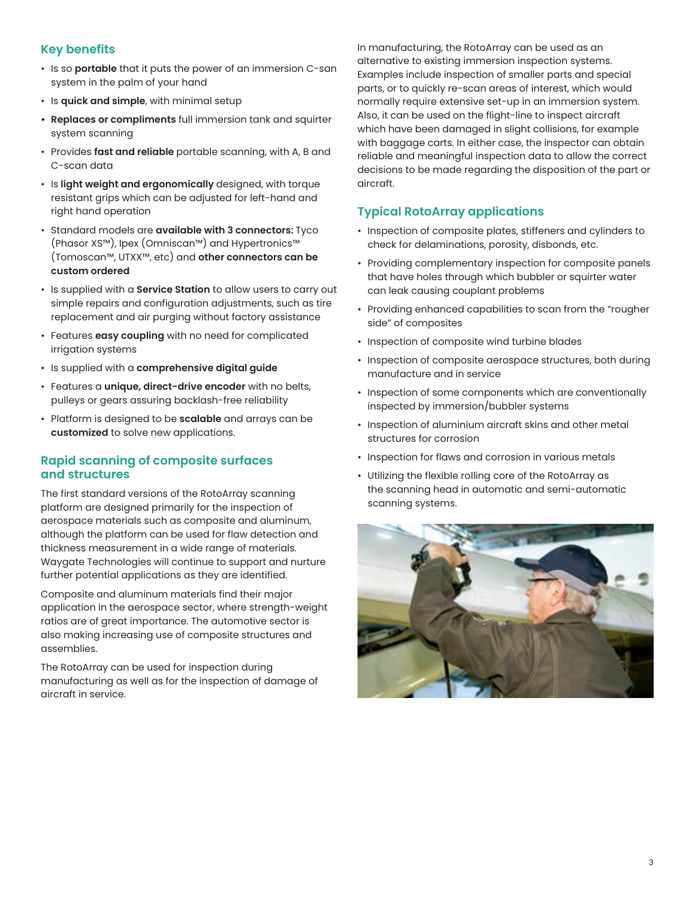## Key benefits

- Is so **portable** that it puts the power of an immersion C-san system in the palm of your hand
- Is **quick and simple**, with minimal setup
- **Replaces or compliments** full immersion tank and squirter system scanning
- Provides **fast and reliable** portable scanning, with A, B and C-scan data
- Is **light weight and ergonomically** designed, with torque resistant grips which can be adjusted for left-hand and right hand operation
- Standard models are **available with 3 connectors:** Tyco (Phasor XS™), Ipex (Omniscan™) and Hypertronics™ (Tomoscan™, UTXX™, etc) and **other connectors can be custom ordered**
- Is supplied with a **Service Station** to allow users to carry out simple repairs and configuration adjustments, such as tire replacement and air purging without factory assistance
- Features **easy coupling** with no need for complicated irrigation systems
- Is supplied with a **comprehensive digital guide**
- Features a **unique, direct-drive encoder** with no belts, pulleys or gears assuring backlash-free reliability
- Platform is designed to be **scalable** and arrays can be **customized** to solve new applications.

## Rapid scanning of composite surfaces and structures

The first standard versions of the RotoArray scanning platform are designed primarily for the inspection of aerospace materials such as composite and aluminum, although the platform can be used for flaw detection and thickness measurement in a wide range of materials. Waygate Technologies will continue to support and nurture further potential applications as they are identified.

Composite and aluminum materials find their major application in the aerospace sector, where strength-weight ratios are of great importance. The automotive sector is also making increasing use of composite structures and assemblies.

The RotoArray can be used for inspection during manufacturing as well as for the inspection of damage of aircraft in service.

In manufacturing, the RotoArray can be used as an alternative to existing immersion inspection systems. Examples include inspection of smaller parts and special parts, or to quickly re-scan areas of interest, which would normally require extensive set-up in an immersion system. Also, it can be used on the flight-line to inspect aircraft which have been damaged in slight collisions, for example with baggage carts. In either case, the inspector can obtain reliable and meaningful inspection data to allow the correct decisions to be made regarding the disposition of the part or aircraft.

## Typical RotoArray applications

- Inspection of composite plates, stiffeners and cylinders to check for delaminations, porosity, disbonds, etc.
- Providing complementary inspection for composite panels that have holes through which bubbler or squirter water can leak causing couplant problems
- Providing enhanced capabilities to scan from the "rougher side" of composites
- Inspection of composite wind turbine blades
- Inspection of composite aerospace structures, both during manufacture and in service
- Inspection of some components which are conventionally inspected by immersion/bubbler systems
- Inspection of aluminium aircraft skins and other metal structures for corrosion
- Inspection for flaws and corrosion in various metals
- Utilizing the flexible rolling core of the RotoArray as the scanning head in automatic and semi-automatic scanning systems.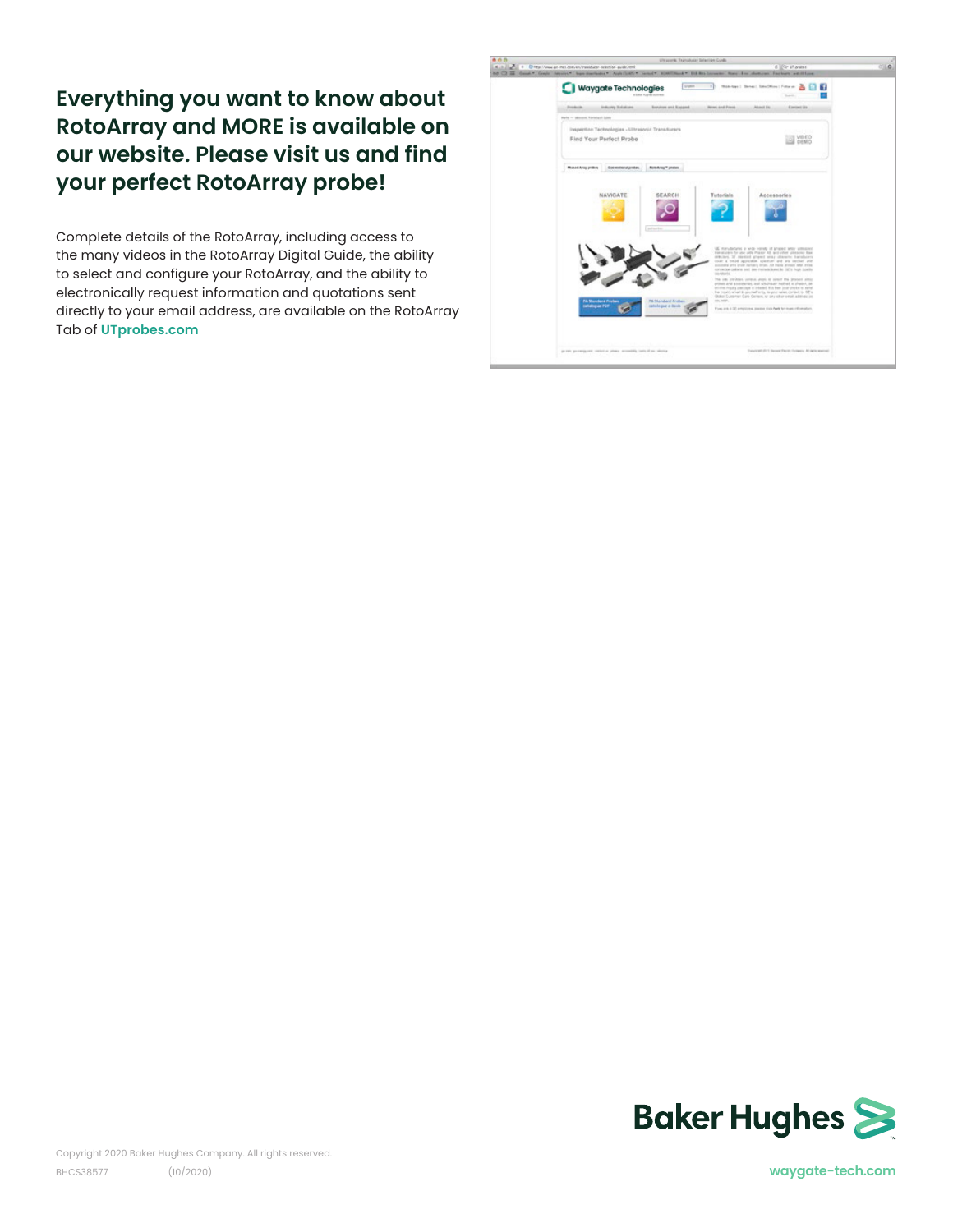## Everything you want to know about RotoArray and MORE is available on our website. Please visit us and find your perfect RotoArray probe!

Complete details of the RotoArray, including access to the many videos in the RotoArray Digital Guide, the ability to select and configure your RotoArray, and the ability to electronically request information and quotations sent directly to your email address, are available on the RotoArray Tab of **UTprobes.com**

Baker Hughes

Copyright 2020 Baker Hughes Company. All rights reserved.

BHCS38577 (10/2020)

waygate-tech.com